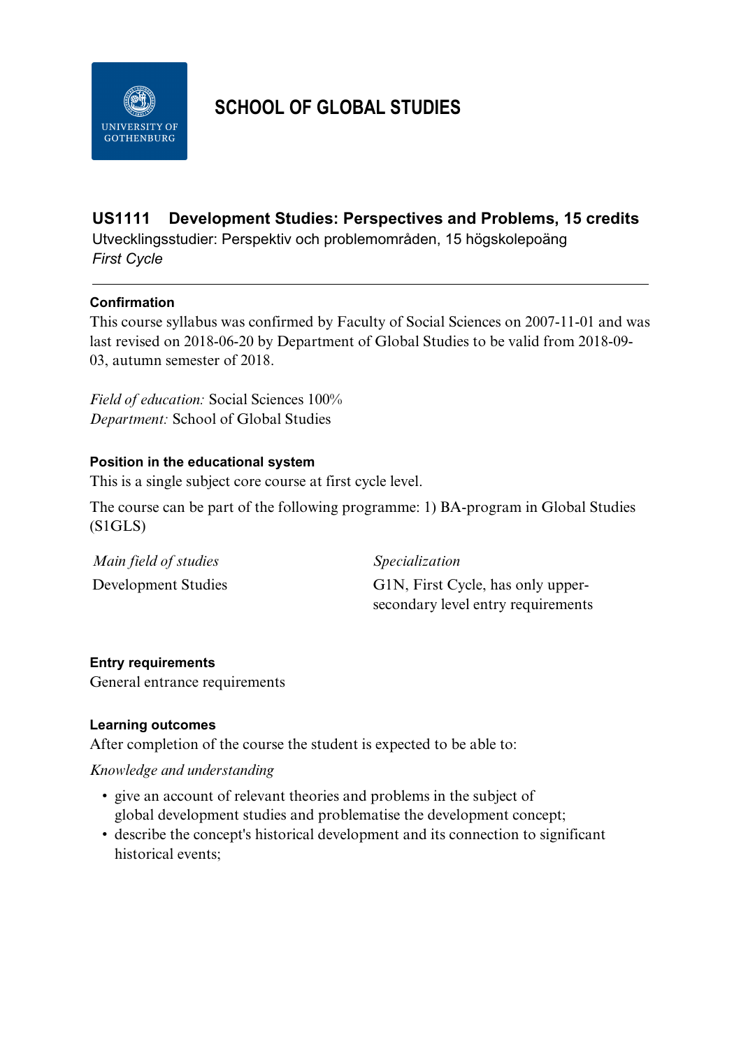# SCHOOL OF GLOBAL STUDIES

## US1111 Development Studies: Perspectives and Problems, 15 credits

Utvecklingsstudier: Perspektiv och problemområden, 15 högskolepoäng

*First Cycle*

---

### Confirmation

This course syllabus was confirmed by Faculty of Social Sciences on 2007-11-01 and was last revised on 2018-06-20 by Department of Global Studies to be valid from 2018-09-03, autumn semester of 2018.

*Field of education:* Social Sciences 100%
*Department:* School of Global Studies

### Position in the educational system

This is a single subject core course at first cycle level.

The course can be part of the following programme: 1) BA-program in Global Studies (S1GLS)

| *Main field of studies* | *Specialization* |
| --- | --- |
| Development Studies | G1N, First Cycle, has only upper-secondary level entry requirements |

### Entry requirements

General entrance requirements

### Learning outcomes

After completion of the course the student is expected to be able to:

*Knowledge and understanding*

- give an account of relevant theories and problems in the subject of global development studies and problematise the development concept;
- describe the concept's historical development and its connection to significant historical events;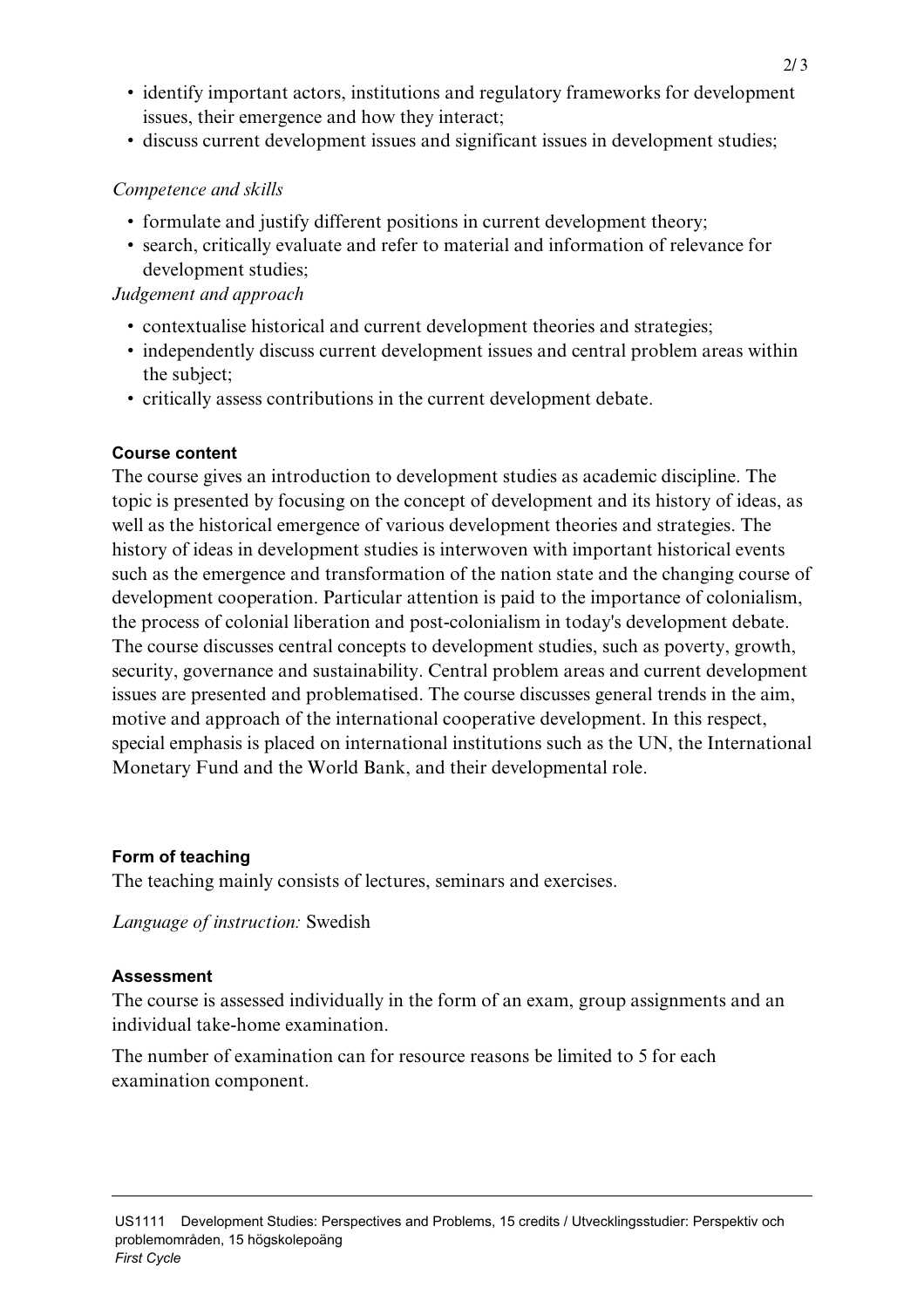- identify important actors, institutions and regulatory frameworks for development issues, their emergence and how they interact;
- discuss current development issues and significant issues in development studies;

*Competence and skills*

- formulate and justify different positions in current development theory;
- search, critically evaluate and refer to material and information of relevance for development studies;

*Judgement and approach*

- contextualise historical and current development theories and strategies;
- independently discuss current development issues and central problem areas within the subject;
- critically assess contributions in the current development debate.

**Course content**

The course gives an introduction to development studies as academic discipline. The topic is presented by focusing on the concept of development and its history of ideas, as well as the historical emergence of various development theories and strategies. The history of ideas in development studies is interwoven with important historical events such as the emergence and transformation of the nation state and the changing course of development cooperation. Particular attention is paid to the importance of colonialism, the process of colonial liberation and post-colonialism in today's development debate. The course discusses central concepts to development studies, such as poverty, growth, security, governance and sustainability. Central problem areas and current development issues are presented and problematised. The course discusses general trends in the aim, motive and approach of the international cooperative development. In this respect, special emphasis is placed on international institutions such as the UN, the International Monetary Fund and the World Bank, and their developmental role.

**Form of teaching**

The teaching mainly consists of lectures, seminars and exercises.

*Language of instruction:* Swedish

**Assessment**

The course is assessed individually in the form of an exam, group assignments and an individual take-home examination.

The number of examination can for resource reasons be limited to 5 for each examination component.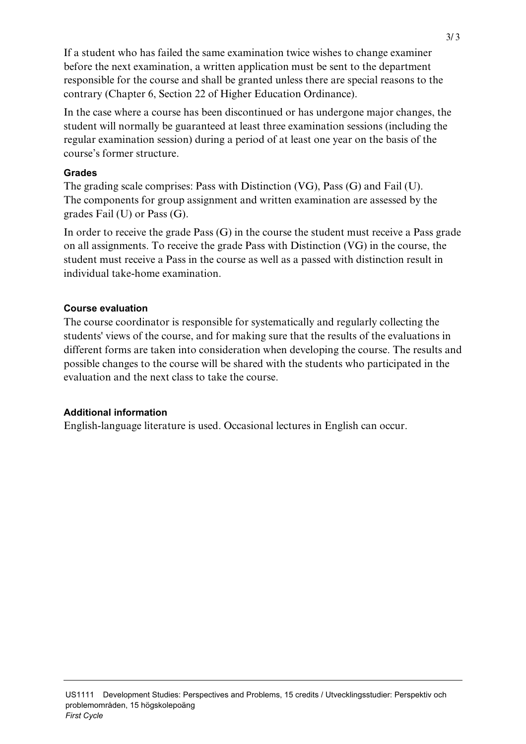If a student who has failed the same examination twice wishes to change examiner before the next examination, a written application must be sent to the department responsible for the course and shall be granted unless there are special reasons to the contrary (Chapter 6, Section 22 of Higher Education Ordinance).

In the case where a course has been discontinued or has undergone major changes, the student will normally be guaranteed at least three examination sessions (including the regular examination session) during a period of at least one year on the basis of the course's former structure.

### Grades

The grading scale comprises: Pass with Distinction (VG), Pass (G) and Fail (U). The components for group assignment and written examination are assessed by the grades Fail (U) or Pass (G).

In order to receive the grade Pass (G) in the course the student must receive a Pass grade on all assignments. To receive the grade Pass with Distinction (VG) in the course, the student must receive a Pass in the course as well as a passed with distinction result in individual take-home examination.

### Course evaluation

The course coordinator is responsible for systematically and regularly collecting the students' views of the course, and for making sure that the results of the evaluations in different forms are taken into consideration when developing the course. The results and possible changes to the course will be shared with the students who participated in the evaluation and the next class to take the course.

### Additional information

English-language literature is used. Occasional lectures in English can occur.